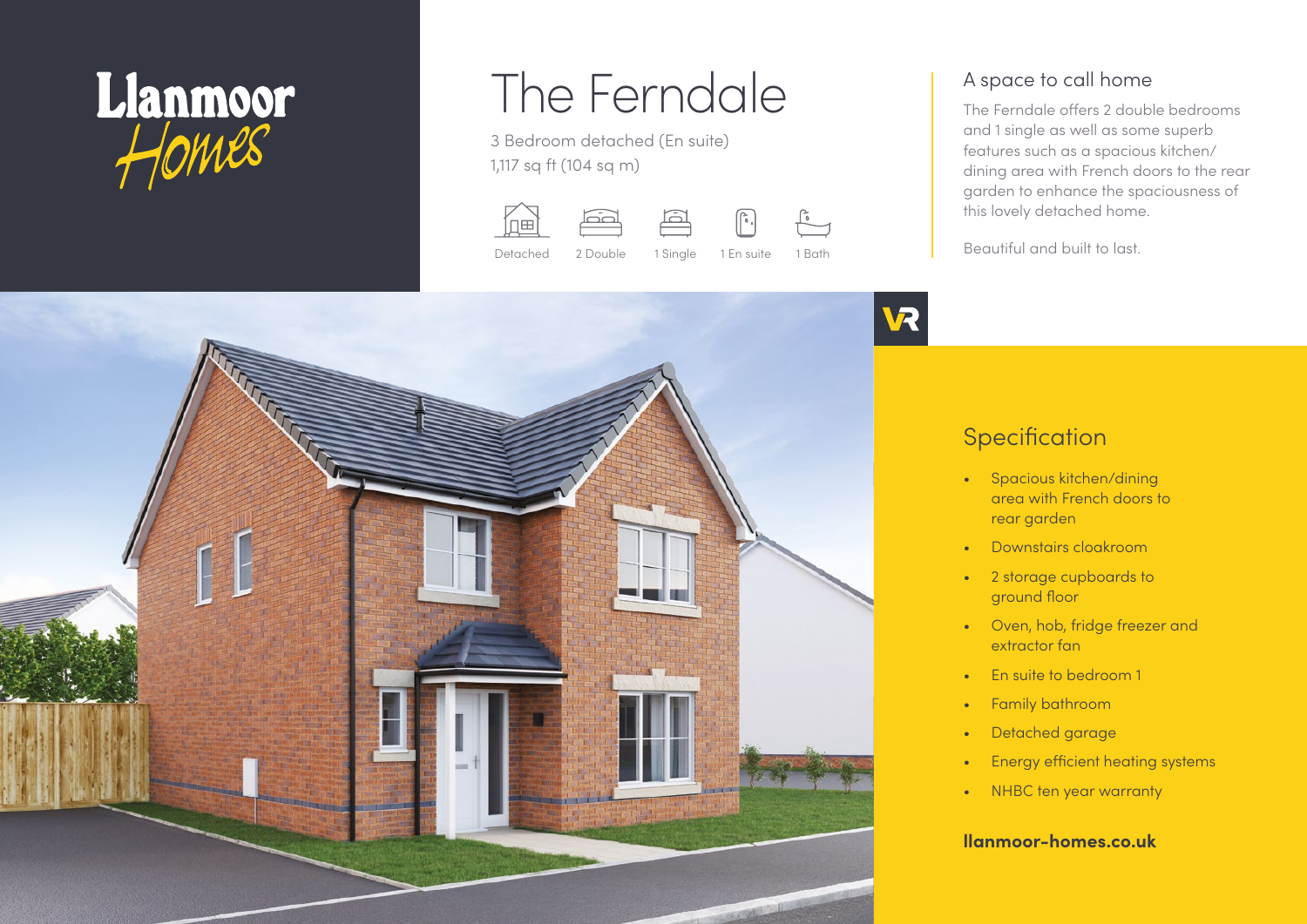Llanmoor Homes

# The Ferndale

3 Bedroom detached (En suite)
1,117 sq ft (104 sq m)

Detached | 2 Double | 1 Single | 1 En suite | 1 Bath

## A space to call home

The Ferndale offers 2 double bedrooms and 1 single as well as some superb features such as a spacious kitchen/dining area with French doors to the rear garden to enhance the spaciousness of this lovely detached home.

Beautiful and built to last.

## Specification

- Spacious kitchen/dining area with French doors to rear garden
- Downstairs cloakroom
- 2 storage cupboards to ground floor
- Oven, hob, fridge freezer and extractor fan
- En suite to bedroom 1
- Family bathroom
- Detached garage
- Energy efficient heating systems
- NHBC ten year warranty

**llanmoor-homes.co.uk**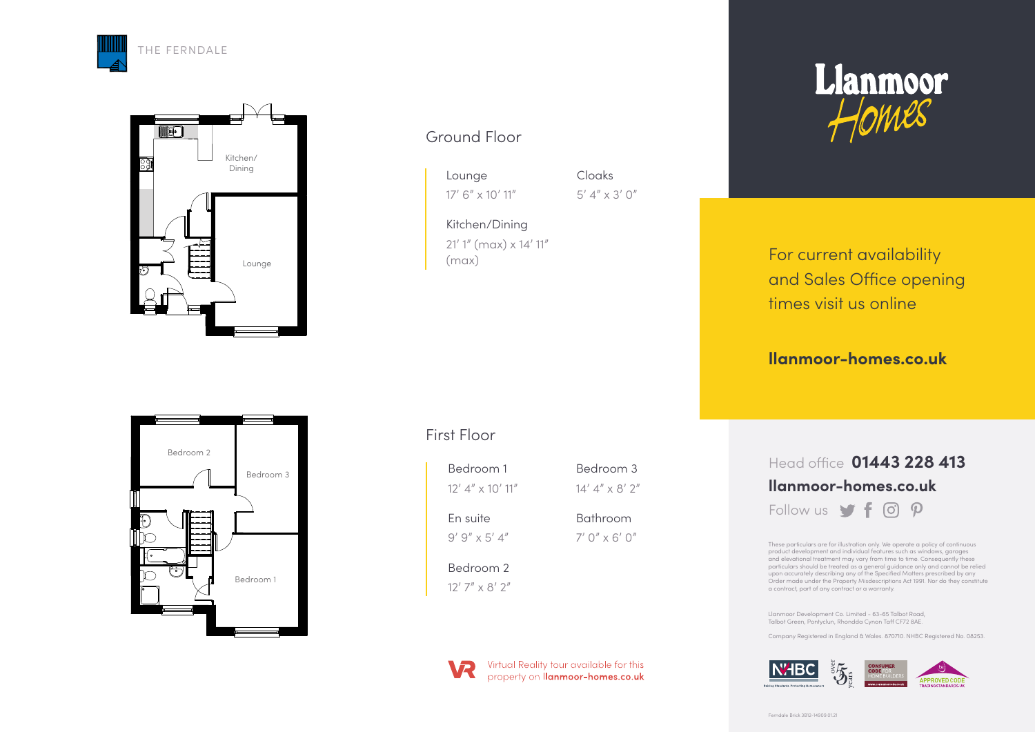THE FERNDALE

Kitchen/ Dining

Lounge

## Ground Floor

Lounge
17′ 6″ x 10′ 11″

Cloaks
5′ 4″ x 3′ 0″

Kitchen/Dining
21′ 1″ (max) x 14′ 11″ (max)

Bedroom 2

Bedroom 3

Bedroom 1

## First Floor

Bedroom 1
12′ 4″ x 10′ 11″

Bedroom 3
14′ 4″ x 8′ 2″

En suite
9′ 9″ x 5′ 4″

Bathroom
7′ 0″ x 6′ 0″

Bedroom 2
12′ 7″ x 8′ 2″

Virtual Reality tour available for this property on **llanmoor-homes.co.uk**

Llanmoor Homes

For current availability and Sales Office opening times visit us online

**llanmoor-homes.co.uk**

Head office **01443 228 413**

**llanmoor-homes.co.uk**

Follow us

These particulars are for illustration only. We operate a policy of continuous product development and individual features such as windows, garages and elevational treatment may vary from time to time. Consequently these particulars should be treated as a general guidance only and cannot be relied upon accurately describing any of the Specified Matters prescribed by any Order made under the Property Misdescriptions Act 1991. Nor do they constitute a contract, part of any contract or a warranty.

Llanmoor Development Co. Limited - 63-65 Talbot Road, Talbot Green, Pontyclun, Rhondda Cynon Taff CF72 8AE.

Company Registered in England & Wales. 870710. NHBC Registered No. 08253.

Ferndale Brick 3B12-14909.01.21